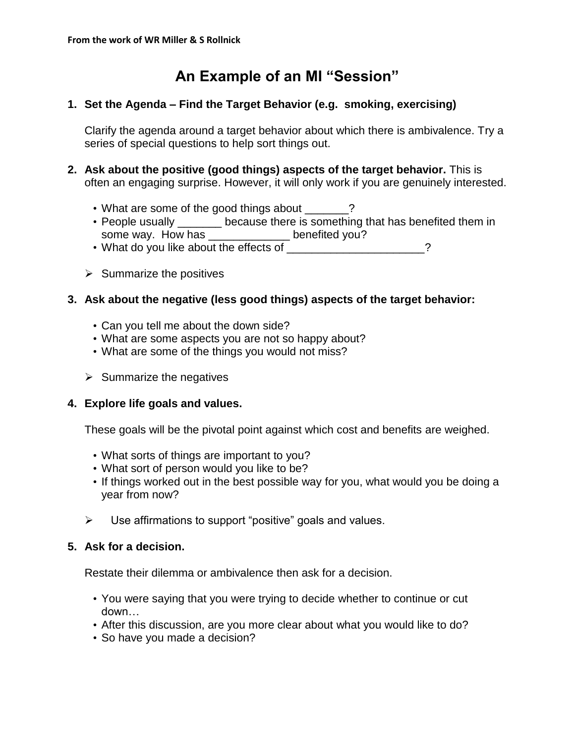**From the work of WR Miller & S Rollnick**

# An Example of an MI "Session"

1. **Set the Agenda – Find the Target Behavior (e.g. smoking, exercising)**

   Clarify the agenda around a target behavior about which there is ambivalence. Try a series of special questions to help sort things out.

2. **Ask about the positive (good things) aspects of the target behavior.** This is often an engaging surprise. However, it will only work if you are genuinely interested.

   - What are some of the good things about _______?
   - People usually _______ because there is something that has benefited them in some way. How has _____________ benefited you?
   - What do you like about the effects of ______________________?

   ➢ Summarize the positives

3. **Ask about the negative (less good things) aspects of the target behavior:**

   - Can you tell me about the down side?
   - What are some aspects you are not so happy about?
   - What are some of the things you would not miss?

   ➢ Summarize the negatives

4. **Explore life goals and values.**

   These goals will be the pivotal point against which cost and benefits are weighed.

   - What sorts of things are important to you?
   - What sort of person would you like to be?
   - If things worked out in the best possible way for you, what would you be doing a year from now?

   ➢ Use affirmations to support "positive" goals and values.

5. **Ask for a decision.**

   Restate their dilemma or ambivalence then ask for a decision.

   - You were saying that you were trying to decide whether to continue or cut down…
   - After this discussion, are you more clear about what you would like to do?
   - So have you made a decision?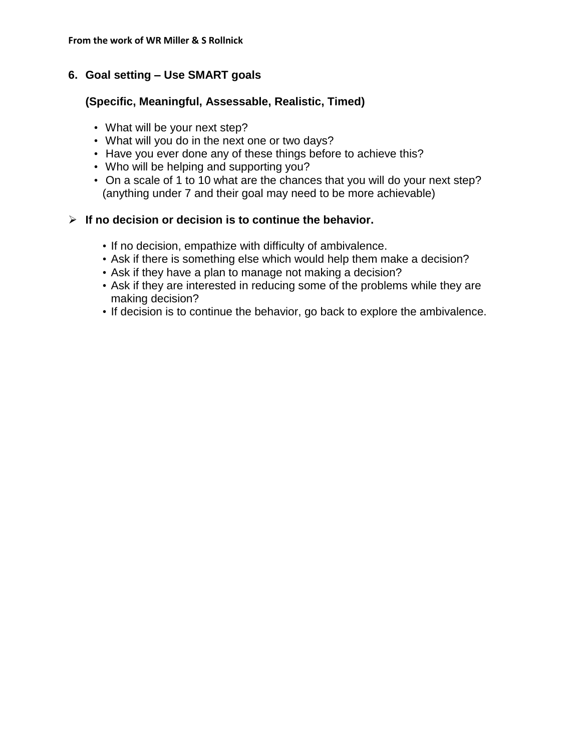## 6. Goal setting – Use SMART goals

**(Specific, Meaningful, Assessable, Realistic, Timed)**

- What will be your next step?
- What will you do in the next one or two days?
- Have you ever done any of these things before to achieve this?
- Who will be helping and supporting you?
- On a scale of 1 to 10 what are the chances that you will do your next step? (anything under 7 and their goal may need to be more achievable)

➢ **If no decision or decision is to continue the behavior.**

- If no decision, empathize with difficulty of ambivalence.
- Ask if there is something else which would help them make a decision?
- Ask if they have a plan to manage not making a decision?
- Ask if they are interested in reducing some of the problems while they are making decision?
- If decision is to continue the behavior, go back to explore the ambivalence.